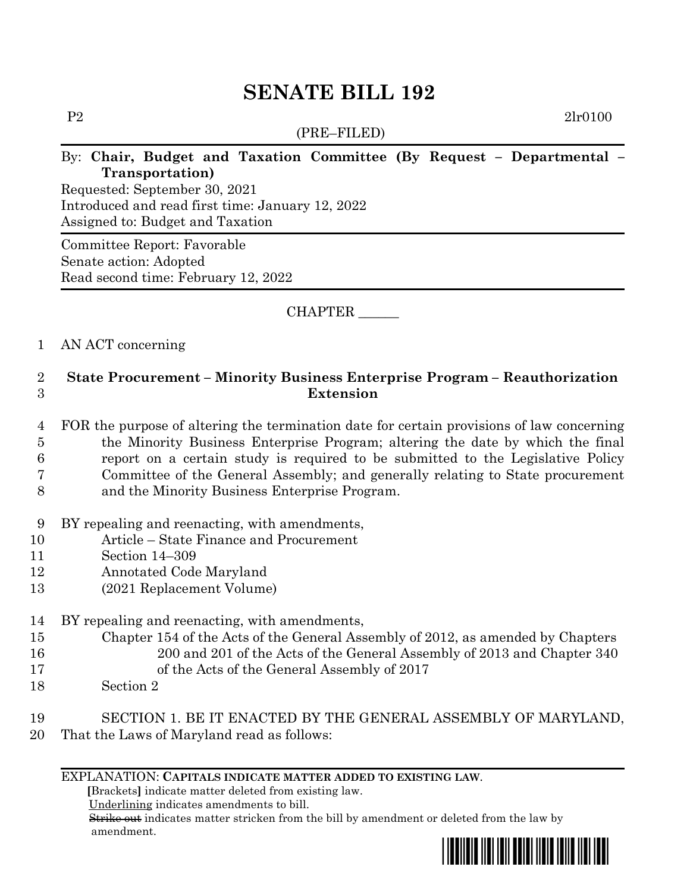# SENATE BILL 192

P2 2lr0100

(PRE–FILED)

By: **Chair, Budget and Taxation Committee (By Request – Departmental – Transportation)**

Requested: September 30, 2021
Introduced and read first time: January 12, 2022
Assigned to: Budget and Taxation

Committee Report: Favorable
Senate action: Adopted
Read second time: February 12, 2022

CHAPTER ______

1 AN ACT concerning

2 **State Procurement – Minority Business Enterprise Program – Reauthorization**
3 **Extension**

4 FOR the purpose of altering the termination date for certain provisions of law concerning
5 the Minority Business Enterprise Program; altering the date by which the final
6 report on a certain study is required to be submitted to the Legislative Policy
7 Committee of the General Assembly; and generally relating to State procurement
8 and the Minority Business Enterprise Program.

9 BY repealing and reenacting, with amendments,
10 Article – State Finance and Procurement
11 Section 14–309
12 Annotated Code Maryland
13 (2021 Replacement Volume)

14 BY repealing and reenacting, with amendments,
15 Chapter 154 of the Acts of the General Assembly of 2012, as amended by Chapters
16 200 and 201 of the Acts of the General Assembly of 2013 and Chapter 340
17 of the Acts of the General Assembly of 2017
18 Section 2

19 SECTION 1. BE IT ENACTED BY THE GENERAL ASSEMBLY OF MARYLAND,
20 That the Laws of Maryland read as follows:

EXPLANATION: **CAPITALS INDICATE MATTER ADDED TO EXISTING LAW.**
[Brackets] indicate matter deleted from existing law.
Underlining indicates amendments to bill.
~~Strike out~~ indicates matter stricken from the bill by amendment or deleted from the law by amendment.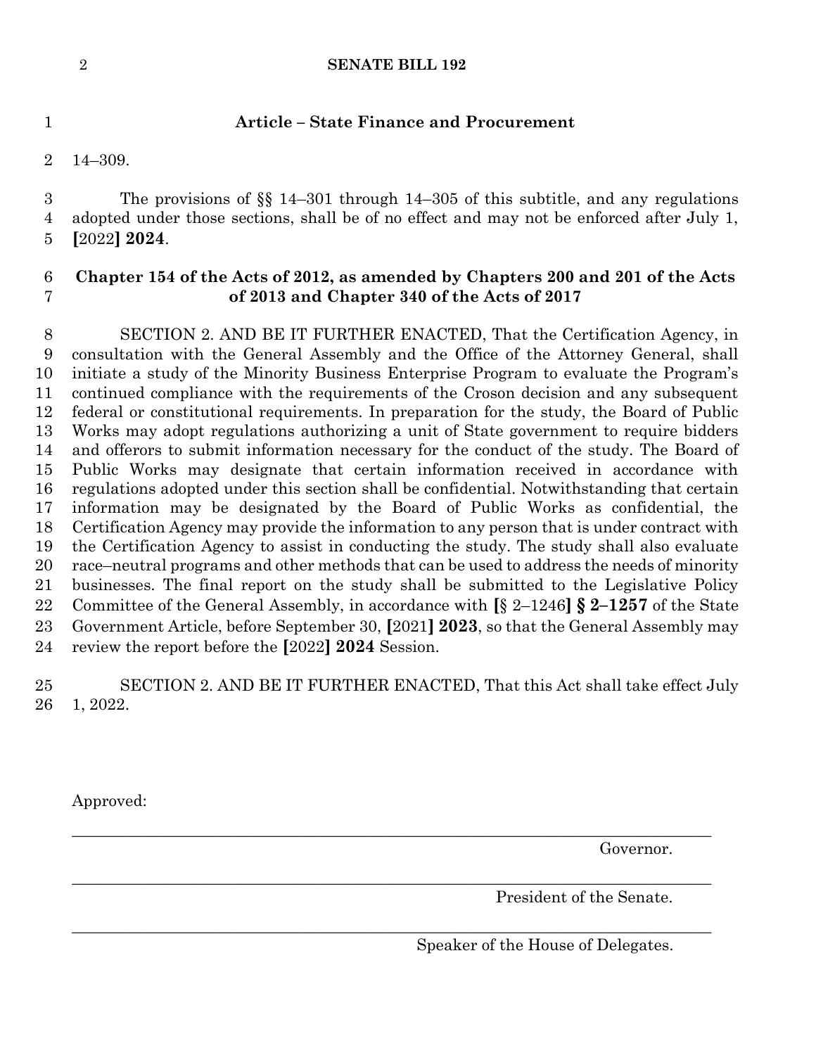**Article – State Finance and Procurement**

14–309.

The provisions of §§ 14–301 through 14–305 of this subtitle, and any regulations adopted under those sections, shall be of no effect and may not be enforced after July 1, [2022] **2024**.

**Chapter 154 of the Acts of 2012, as amended by Chapters 200 and 201 of the Acts of 2013 and Chapter 340 of the Acts of 2017**

SECTION 2. AND BE IT FURTHER ENACTED, That the Certification Agency, in consultation with the General Assembly and the Office of the Attorney General, shall initiate a study of the Minority Business Enterprise Program to evaluate the Program's continued compliance with the requirements of the Croson decision and any subsequent federal or constitutional requirements. In preparation for the study, the Board of Public Works may adopt regulations authorizing a unit of State government to require bidders and offerors to submit information necessary for the conduct of the study. The Board of Public Works may designate that certain information received in accordance with regulations adopted under this section shall be confidential. Notwithstanding that certain information may be designated by the Board of Public Works as confidential, the Certification Agency may provide the information to any person that is under contract with the Certification Agency to assist in conducting the study. The study shall also evaluate race–neutral programs and other methods that can be used to address the needs of minority businesses. The final report on the study shall be submitted to the Legislative Policy Committee of the General Assembly, in accordance with [§ 2–1246] **§ 2–1257** of the State Government Article, before September 30, [2021] **2023**, so that the General Assembly may review the report before the [2022] **2024** Session.

SECTION 2. AND BE IT FURTHER ENACTED, That this Act shall take effect July 1, 2022.

Approved:

\_\_\_\_\_\_\_\_\_\_\_\_\_\_\_\_\_\_\_\_\_\_\_\_\_\_\_\_\_\_\_\_\_\_\_\_\_\_\_\_\_\_\_\_\_\_\_\_\_\_\_\_\_\_\_\_

Governor.

\_\_\_\_\_\_\_\_\_\_\_\_\_\_\_\_\_\_\_\_\_\_\_\_\_\_\_\_\_\_\_\_\_\_\_\_\_\_\_\_\_\_\_\_\_\_\_\_\_\_\_\_\_\_\_\_

President of the Senate.

\_\_\_\_\_\_\_\_\_\_\_\_\_\_\_\_\_\_\_\_\_\_\_\_\_\_\_\_\_\_\_\_\_\_\_\_\_\_\_\_\_\_\_\_\_\_\_\_\_\_\_\_\_\_\_\_

Speaker of the House of Delegates.